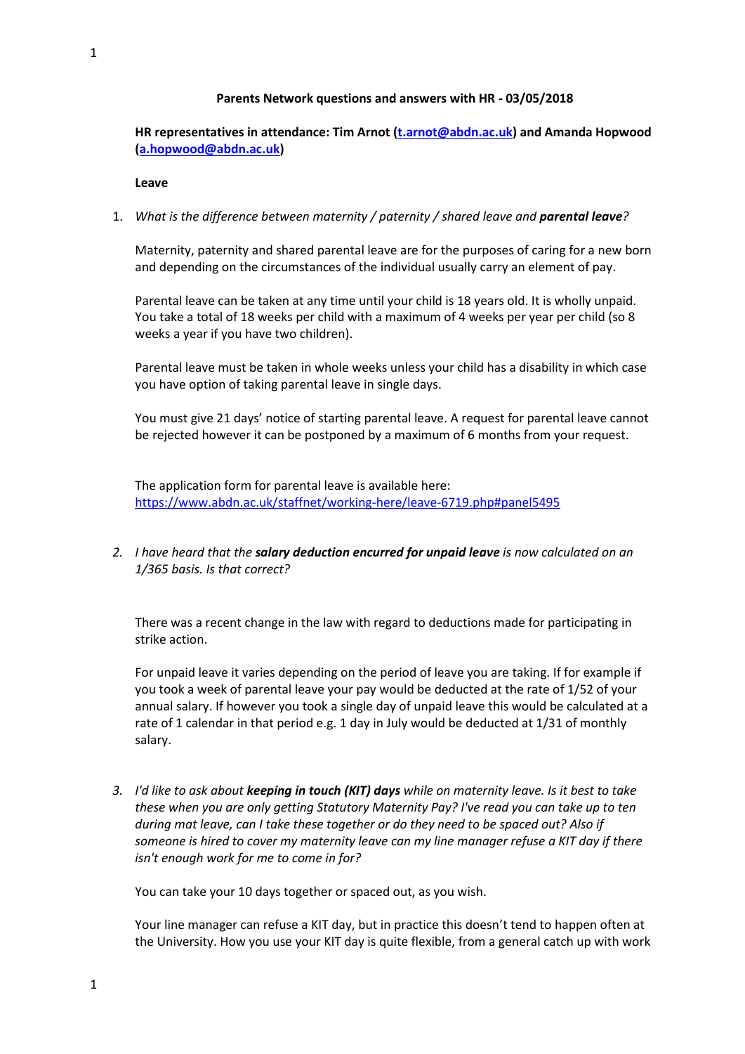**Parents Network questions and answers with HR - 03/05/2018**

**HR representatives in attendance: Tim Arnot ([t.arnot@abdn.ac.uk](mailto:t.arnot@abdn.ac.uk)) and Amanda Hopwood ([a.hopwood@abdn.ac.uk](mailto:a.hopwood@abdn.ac.uk))**

**Leave**

1. *What is the difference between maternity / paternity / shared leave and **parental leave**?*

   Maternity, paternity and shared parental leave are for the purposes of caring for a new born and depending on the circumstances of the individual usually carry an element of pay.

   Parental leave can be taken at any time until your child is 18 years old. It is wholly unpaid. You take a total of 18 weeks per child with a maximum of 4 weeks per year per child (so 8 weeks a year if you have two children).

   Parental leave must be taken in whole weeks unless your child has a disability in which case you have option of taking parental leave in single days.

   You must give 21 days' notice of starting parental leave. A request for parental leave cannot be rejected however it can be postponed by a maximum of 6 months from your request.

   The application form for parental leave is available here: [https://www.abdn.ac.uk/staffnet/working-here/leave-6719.php#panel5495](https://www.abdn.ac.uk/staffnet/working-here/leave-6719.php#panel5495)

2. *I have heard that the **salary deduction encurred for unpaid leave** is now calculated on an 1/365 basis. Is that correct?*

   There was a recent change in the law with regard to deductions made for participating in strike action.

   For unpaid leave it varies depending on the period of leave you are taking. If for example if you took a week of parental leave your pay would be deducted at the rate of 1/52 of your annual salary. If however you took a single day of unpaid leave this would be calculated at a rate of 1 calendar in that period e.g. 1 day in July would be deducted at 1/31 of monthly salary.

3. *I'd like to ask about **keeping in touch (KIT) days** while on maternity leave. Is it best to take these when you are only getting Statutory Maternity Pay? I've read you can take up to ten during mat leave, can I take these together or do they need to be spaced out? Also if someone is hired to cover my maternity leave can my line manager refuse a KIT day if there isn't enough work for me to come in for?*

   You can take your 10 days together or spaced out, as you wish.

   Your line manager can refuse a KIT day, but in practice this doesn't tend to happen often at the University. How you use your KIT day is quite flexible, from a general catch up with work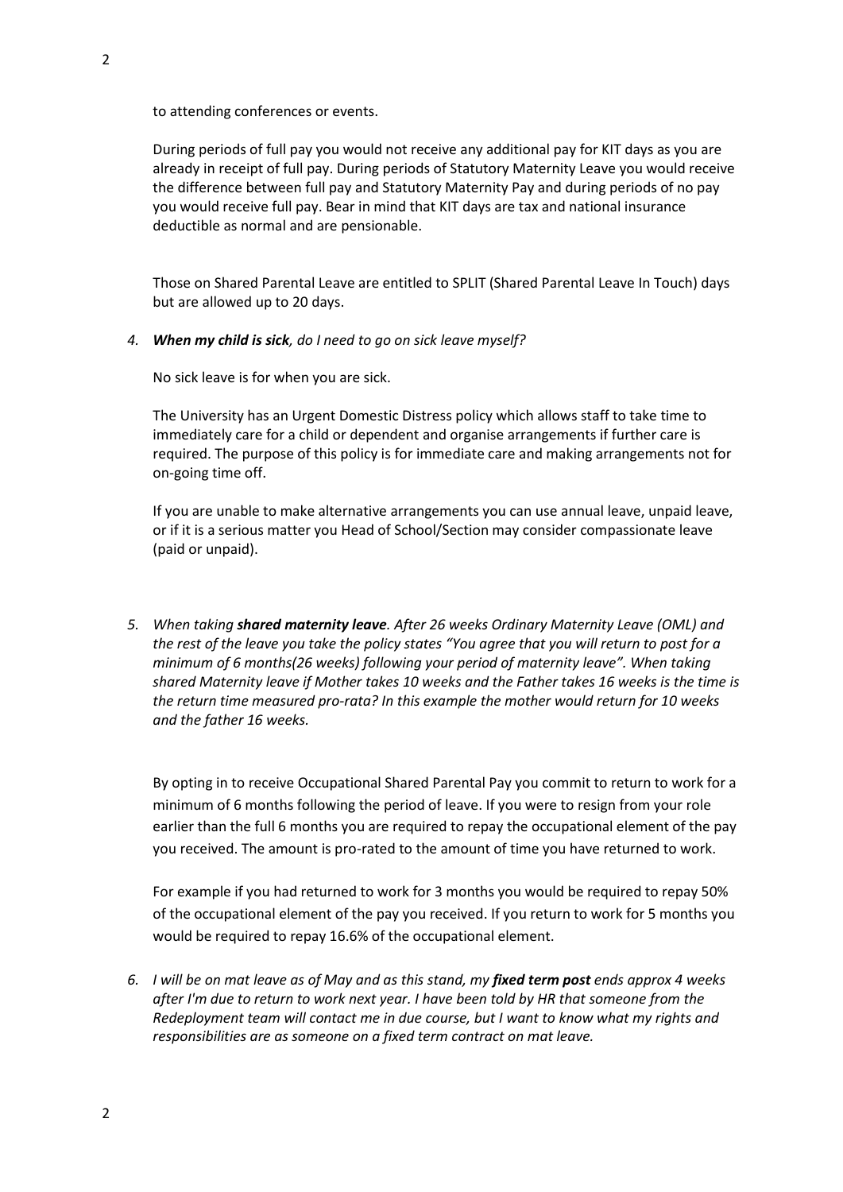to attending conferences or events.

During periods of full pay you would not receive any additional pay for KIT days as you are already in receipt of full pay. During periods of Statutory Maternity Leave you would receive the difference between full pay and Statutory Maternity Pay and during periods of no pay you would receive full pay. Bear in mind that KIT days are tax and national insurance deductible as normal and are pensionable.

Those on Shared Parental Leave are entitled to SPLIT (Shared Parental Leave In Touch) days but are allowed up to 20 days.

4. ***When my child is sick**, do I need to go on sick leave myself?*

   No sick leave is for when you are sick.

   The University has an Urgent Domestic Distress policy which allows staff to take time to immediately care for a child or dependent and organise arrangements if further care is required. The purpose of this policy is for immediate care and making arrangements not for on-going time off.

   If you are unable to make alternative arrangements you can use annual leave, unpaid leave, or if it is a serious matter you Head of School/Section may consider compassionate leave (paid or unpaid).

5. *When taking **shared maternity leave**. After 26 weeks Ordinary Maternity Leave (OML) and the rest of the leave you take the policy states "You agree that you will return to post for a minimum of 6 months(26 weeks) following your period of maternity leave". When taking shared Maternity leave if Mother takes 10 weeks and the Father takes 16 weeks is the time is the return time measured pro-rata? In this example the mother would return for 10 weeks and the father 16 weeks.*

   By opting in to receive Occupational Shared Parental Pay you commit to return to work for a minimum of 6 months following the period of leave. If you were to resign from your role earlier than the full 6 months you are required to repay the occupational element of the pay you received. The amount is pro-rated to the amount of time you have returned to work.

   For example if you had returned to work for 3 months you would be required to repay 50% of the occupational element of the pay you received. If you return to work for 5 months you would be required to repay 16.6% of the occupational element.

6. *I will be on mat leave as of May and as this stand, my **fixed term post** ends approx 4 weeks after I'm due to return to work next year. I have been told by HR that someone from the Redeployment team will contact me in due course, but I want to know what my rights and responsibilities are as someone on a fixed term contract on mat leave.*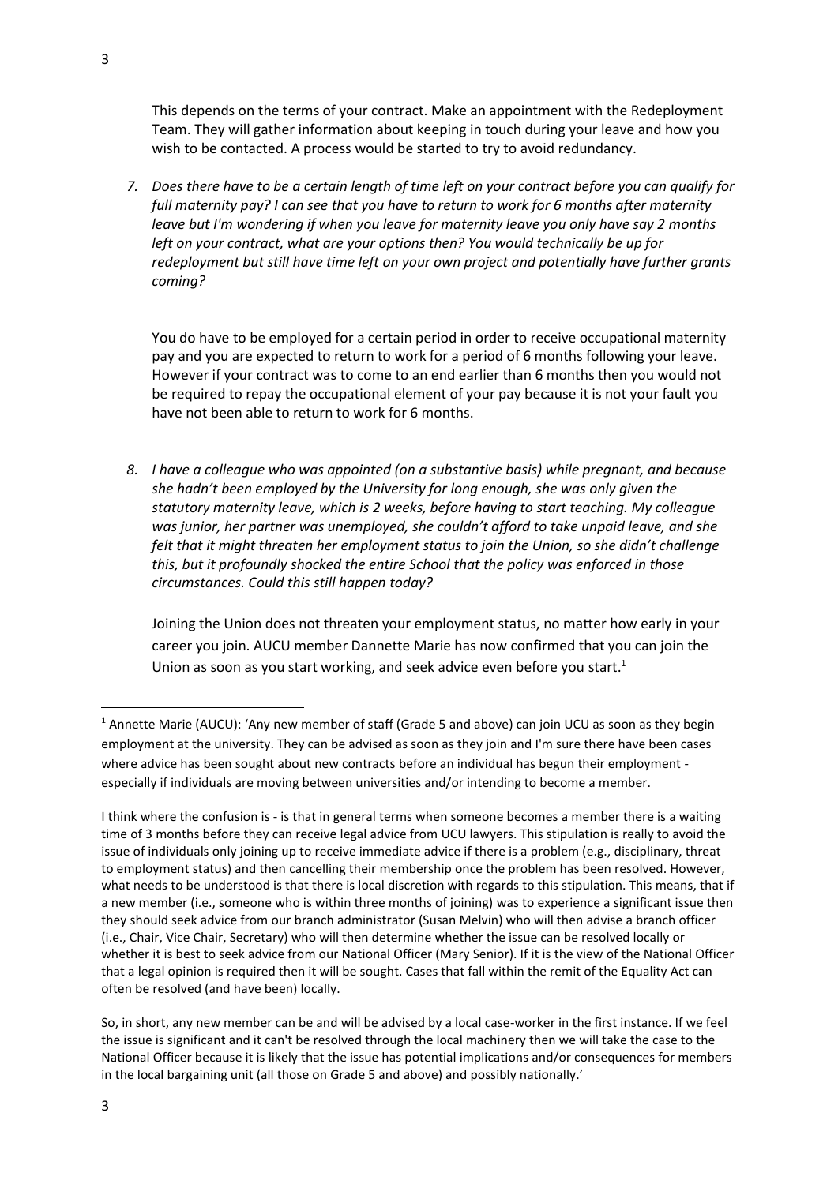This depends on the terms of your contract. Make an appointment with the Redeployment Team. They will gather information about keeping in touch during your leave and how you wish to be contacted. A process would be started to try to avoid redundancy.

7. *Does there have to be a certain length of time left on your contract before you can qualify for full maternity pay? I can see that you have to return to work for 6 months after maternity leave but I'm wondering if when you leave for maternity leave you only have say 2 months left on your contract, what are your options then? You would technically be up for redeployment but still have time left on your own project and potentially have further grants coming?*

   You do have to be employed for a certain period in order to receive occupational maternity pay and you are expected to return to work for a period of 6 months following your leave. However if your contract was to come to an end earlier than 6 months then you would not be required to repay the occupational element of your pay because it is not your fault you have not been able to return to work for 6 months.

8. *I have a colleague who was appointed (on a substantive basis) while pregnant, and because she hadn't been employed by the University for long enough, she was only given the statutory maternity leave, which is 2 weeks, before having to start teaching. My colleague was junior, her partner was unemployed, she couldn't afford to take unpaid leave, and she felt that it might threaten her employment status to join the Union, so she didn't challenge this, but it profoundly shocked the entire School that the policy was enforced in those circumstances. Could this still happen today?*

   Joining the Union does not threaten your employment status, no matter how early in your career you join. AUCU member Dannette Marie has now confirmed that you can join the Union as soon as you start working, and seek advice even before you start.[1]

---

[1] Annette Marie (AUCU): 'Any new member of staff (Grade 5 and above) can join UCU as soon as they begin employment at the university. They can be advised as soon as they join and I'm sure there have been cases where advice has been sought about new contracts before an individual has begun their employment - especially if individuals are moving between universities and/or intending to become a member.

I think where the confusion is - is that in general terms when someone becomes a member there is a waiting time of 3 months before they can receive legal advice from UCU lawyers. This stipulation is really to avoid the issue of individuals only joining up to receive immediate advice if there is a problem (e.g., disciplinary, threat to employment status) and then cancelling their membership once the problem has been resolved. However, what needs to be understood is that there is local discretion with regards to this stipulation. This means, that if a new member (i.e., someone who is within three months of joining) was to experience a significant issue then they should seek advice from our branch administrator (Susan Melvin) who will then advise a branch officer (i.e., Chair, Vice Chair, Secretary) who will then determine whether the issue can be resolved locally or whether it is best to seek advice from our National Officer (Mary Senior). If it is the view of the National Officer that a legal opinion is required then it will be sought. Cases that fall within the remit of the Equality Act can often be resolved (and have been) locally.

So, in short, any new member can be and will be advised by a local case-worker in the first instance. If we feel the issue is significant and it can't be resolved through the local machinery then we will take the case to the National Officer because it is likely that the issue has potential implications and/or consequences for members in the local bargaining unit (all those on Grade 5 and above) and possibly nationally.'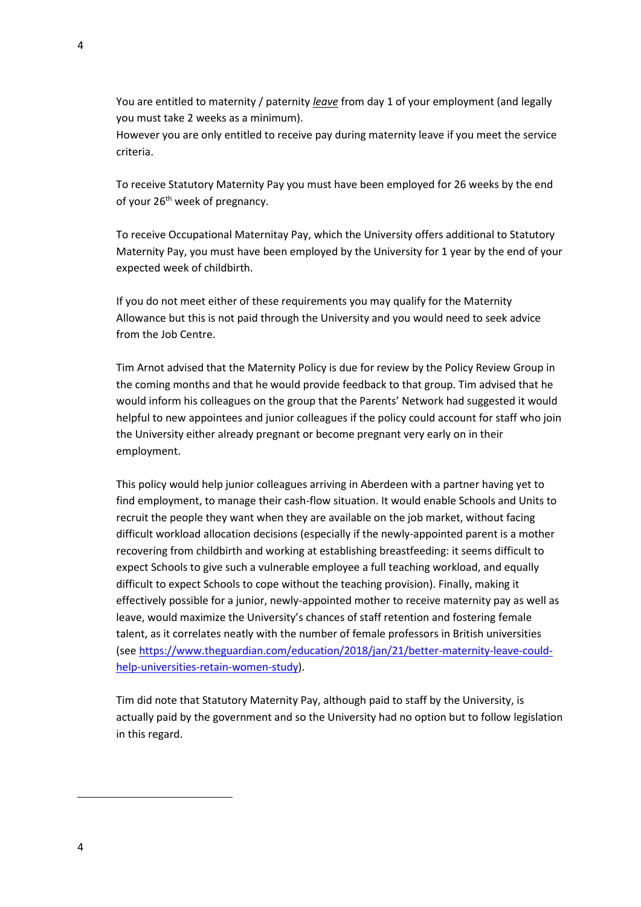You are entitled to maternity / paternity *leave* from day 1 of your employment (and legally you must take 2 weeks as a minimum).
However you are only entitled to receive pay during maternity leave if you meet the service criteria.

To receive Statutory Maternity Pay you must have been employed for 26 weeks by the end of your 26th week of pregnancy.

To receive Occupational Maternitay Pay, which the University offers additional to Statutory Maternity Pay, you must have been employed by the University for 1 year by the end of your expected week of childbirth.

If you do not meet either of these requirements you may qualify for the Maternity Allowance but this is not paid through the University and you would need to seek advice from the Job Centre.

Tim Arnot advised that the Maternity Policy is due for review by the Policy Review Group in the coming months and that he would provide feedback to that group. Tim advised that he would inform his colleagues on the group that the Parents' Network had suggested it would helpful to new appointees and junior colleagues if the policy could account for staff who join the University either already pregnant or become pregnant very early on in their employment.

This policy would help junior colleagues arriving in Aberdeen with a partner having yet to find employment, to manage their cash-flow situation. It would enable Schools and Units to recruit the people they want when they are available on the job market, without facing difficult workload allocation decisions (especially if the newly-appointed parent is a mother recovering from childbirth and working at establishing breastfeeding: it seems difficult to expect Schools to give such a vulnerable employee a full teaching workload, and equally difficult to expect Schools to cope without the teaching provision). Finally, making it effectively possible for a junior, newly-appointed mother to receive maternity pay as well as leave, would maximize the University's chances of staff retention and fostering female talent, as it correlates neatly with the number of female professors in British universities (see [https://www.theguardian.com/education/2018/jan/21/better-maternity-leave-could-help-universities-retain-women-study](https://www.theguardian.com/education/2018/jan/21/better-maternity-leave-could-help-universities-retain-women-study)).

Tim did note that Statutory Maternity Pay, although paid to staff by the University, is actually paid by the government and so the University had no option but to follow legislation in this regard.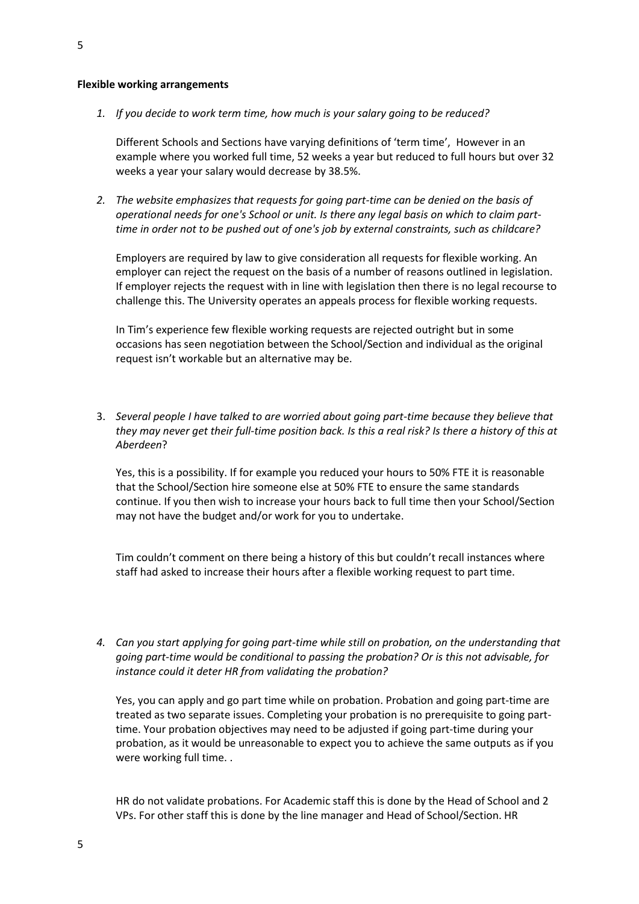**Flexible working arrangements**

1. *If you decide to work term time, how much is your salary going to be reduced?*

   Different Schools and Sections have varying definitions of 'term time', However in an example where you worked full time, 52 weeks a year but reduced to full hours but over 32 weeks a year your salary would decrease by 38.5%.

2. *The website emphasizes that requests for going part-time can be denied on the basis of operational needs for one's School or unit. Is there any legal basis on which to claim part-time in order not to be pushed out of one's job by external constraints, such as childcare?*

   Employers are required by law to give consideration all requests for flexible working. An employer can reject the request on the basis of a number of reasons outlined in legislation. If employer rejects the request with in line with legislation then there is no legal recourse to challenge this. The University operates an appeals process for flexible working requests.

   In Tim's experience few flexible working requests are rejected outright but in some occasions has seen negotiation between the School/Section and individual as the original request isn't workable but an alternative may be.

3. *Several people I have talked to are worried about going part-time because they believe that they may never get their full-time position back. Is this a real risk? Is there a history of this at Aberdeen*?

   Yes, this is a possibility. If for example you reduced your hours to 50% FTE it is reasonable that the School/Section hire someone else at 50% FTE to ensure the same standards continue. If you then wish to increase your hours back to full time then your School/Section may not have the budget and/or work for you to undertake.

   Tim couldn't comment on there being a history of this but couldn't recall instances where staff had asked to increase their hours after a flexible working request to part time.

4. *Can you start applying for going part-time while still on probation, on the understanding that going part-time would be conditional to passing the probation? Or is this not advisable, for instance could it deter HR from validating the probation?*

   Yes, you can apply and go part time while on probation. Probation and going part-time are treated as two separate issues. Completing your probation is no prerequisite to going part-time. Your probation objectives may need to be adjusted if going part-time during your probation, as it would be unreasonable to expect you to achieve the same outputs as if you were working full time. .

   HR do not validate probations. For Academic staff this is done by the Head of School and 2 VPs. For other staff this is done by the line manager and Head of School/Section. HR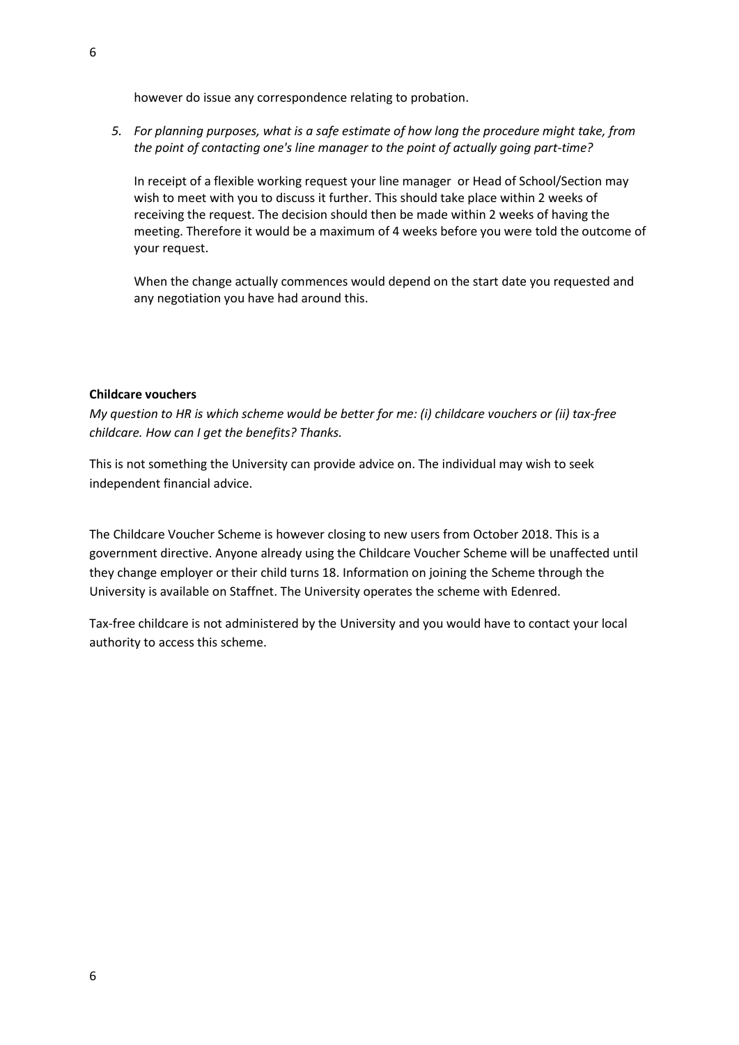however do issue any correspondence relating to probation.

5. *For planning purposes, what is a safe estimate of how long the procedure might take, from the point of contacting one's line manager to the point of actually going part-time?*

   In receipt of a flexible working request your line manager or Head of School/Section may wish to meet with you to discuss it further. This should take place within 2 weeks of receiving the request. The decision should then be made within 2 weeks of having the meeting. Therefore it would be a maximum of 4 weeks before you were told the outcome of your request.

   When the change actually commences would depend on the start date you requested and any negotiation you have had around this.

**Childcare vouchers**

*My question to HR is which scheme would be better for me: (i) childcare vouchers or (ii) tax-free childcare. How can I get the benefits? Thanks.*

This is not something the University can provide advice on. The individual may wish to seek independent financial advice.

The Childcare Voucher Scheme is however closing to new users from October 2018. This is a government directive. Anyone already using the Childcare Voucher Scheme will be unaffected until they change employer or their child turns 18. Information on joining the Scheme through the University is available on Staffnet. The University operates the scheme with Edenred.

Tax-free childcare is not administered by the University and you would have to contact your local authority to access this scheme.